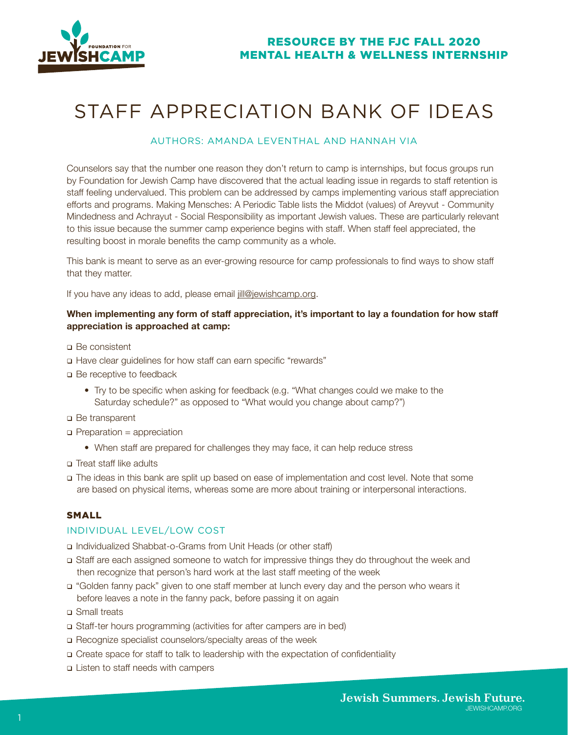RESOURCE BY THE FJC FALL 2020 MENTAL HEALTH & WELLNESS INTERNSHIP

# STAFF APPRECIATION BANK OF IDEAS

AUTHORS: AMANDA LEVENTHAL AND HANNAH VIA

Counselors say that the number one reason they don't return to camp is internships, but focus groups run by Foundation for Jewish Camp have discovered that the actual leading issue in regards to staff retention is staff feeling undervalued. This problem can be addressed by camps implementing various staff appreciation efforts and programs. Making Mensches: A Periodic Table lists the Middot (values) of Areyvut - Community Mindedness and Achrayut - Social Responsibility as important Jewish values. These are particularly relevant to this issue because the summer camp experience begins with staff. When staff feel appreciated, the resulting boost in morale benefits the camp community as a whole.

This bank is meant to serve as an ever-growing resource for camp professionals to find ways to show staff that they matter.

If you have any ideas to add, please email jill@jewishcamp.org.

**When implementing any form of staff appreciation, it's important to lay a foundation for how staff appreciation is approached at camp:**

- Be consistent
- Have clear guidelines for how staff can earn specific "rewards"
- Be receptive to feedback
  - Try to be specific when asking for feedback (e.g. "What changes could we make to the Saturday schedule?" as opposed to "What would you change about camp?")
- Be transparent
- Preparation = appreciation
  - When staff are prepared for challenges they may face, it can help reduce stress
- Treat staff like adults
- The ideas in this bank are split up based on ease of implementation and cost level. Note that some are based on physical items, whereas some are more about training or interpersonal interactions.

## SMALL

### INDIVIDUAL LEVEL/LOW COST

- Individualized Shabbat-o-Grams from Unit Heads (or other staff)
- Staff are each assigned someone to watch for impressive things they do throughout the week and then recognize that person's hard work at the last staff meeting of the week
- "Golden fanny pack" given to one staff member at lunch every day and the person who wears it before leaves a note in the fanny pack, before passing it on again
- Small treats
- Staff-ter hours programming (activities for after campers are in bed)
- Recognize specialist counselors/specialty areas of the week
- Create space for staff to talk to leadership with the expectation of confidentiality
- Listen to staff needs with campers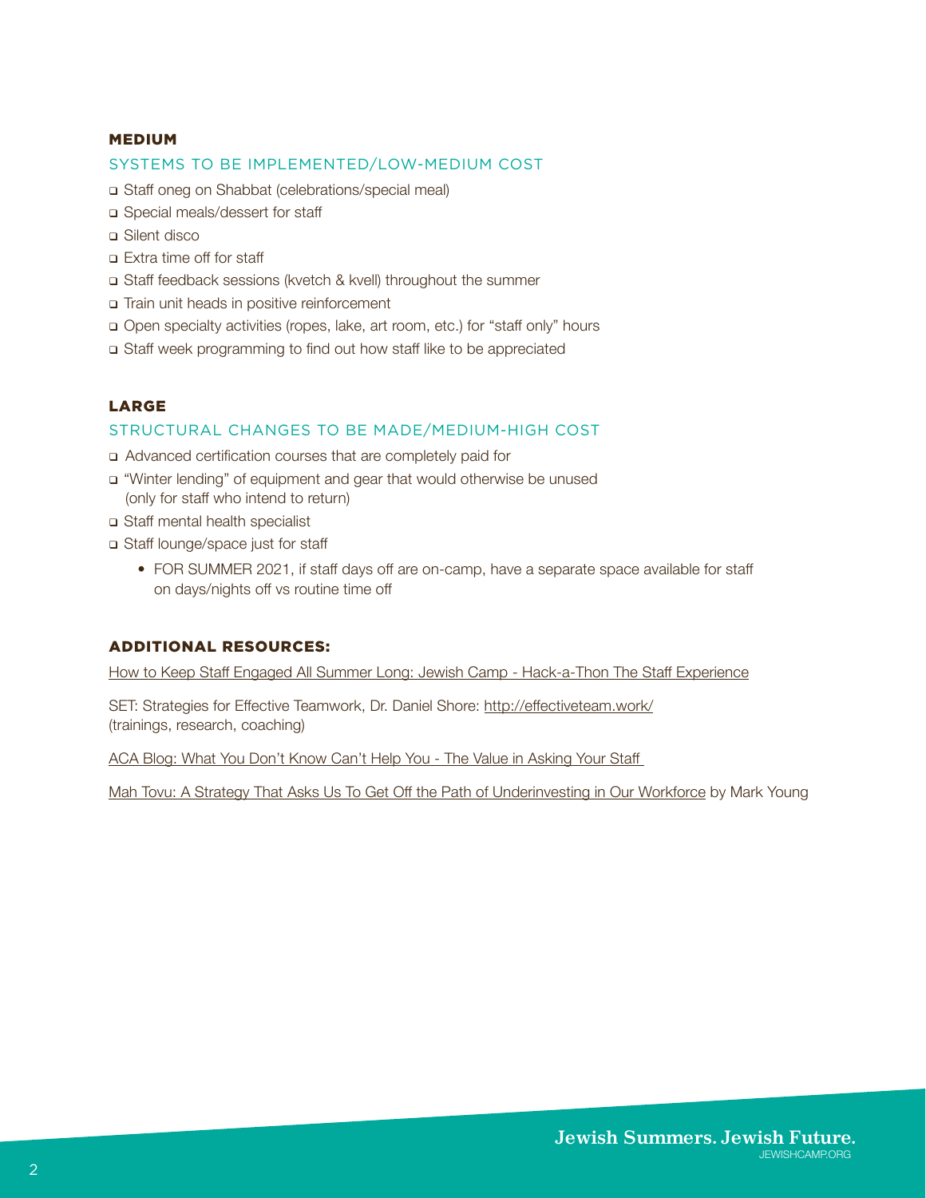## MEDIUM

### SYSTEMS TO BE IMPLEMENTED/LOW-MEDIUM COST

- [ ] Staff oneg on Shabbat (celebrations/special meal)
- [ ] Special meals/dessert for staff
- [ ] Silent disco
- [ ] Extra time off for staff
- [ ] Staff feedback sessions (kvetch & kvell) throughout the summer
- [ ] Train unit heads in positive reinforcement
- [ ] Open specialty activities (ropes, lake, art room, etc.) for "staff only" hours
- [ ] Staff week programming to find out how staff like to be appreciated

## LARGE

### STRUCTURAL CHANGES TO BE MADE/MEDIUM-HIGH COST

- [ ] Advanced certification courses that are completely paid for
- [ ] "Winter lending" of equipment and gear that would otherwise be unused (only for staff who intend to return)
- [ ] Staff mental health specialist
- [ ] Staff lounge/space just for staff
    - FOR SUMMER 2021, if staff days off are on-camp, have a separate space available for staff on days/nights off vs routine time off

## ADDITIONAL RESOURCES:

How to Keep Staff Engaged All Summer Long: Jewish Camp - Hack-a-Thon The Staff Experience

SET: Strategies for Effective Teamwork, Dr. Daniel Shore: http://effectiveteam.work/ (trainings, research, coaching)

ACA Blog: What You Don't Know Can't Help You - The Value in Asking Your Staff

Mah Tovu: A Strategy That Asks Us To Get Off the Path of Underinvesting in Our Workforce by Mark Young